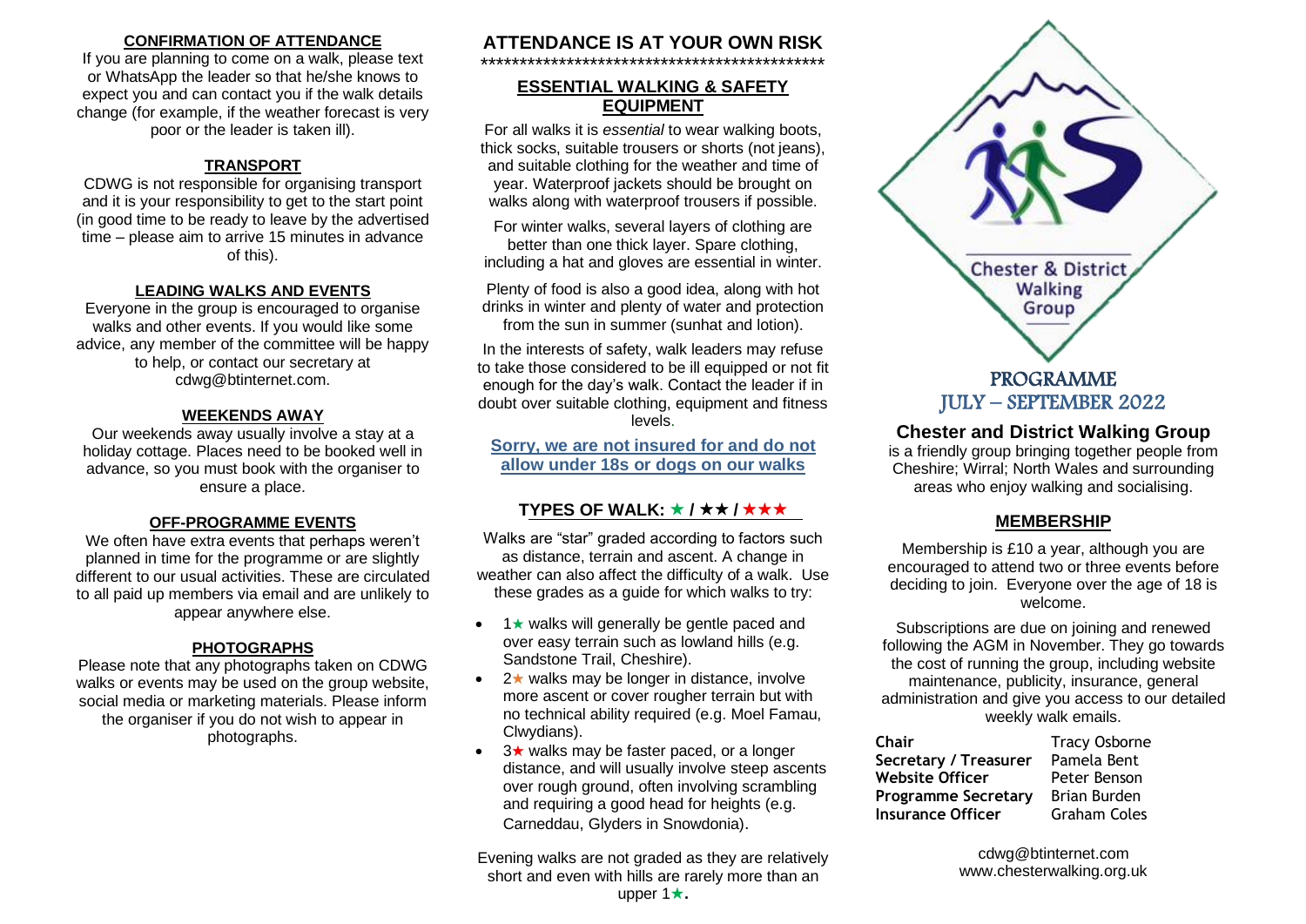## CONFIRMATION OF ATTENDANCE

If you are planning to come on a walk, please text or WhatsApp the leader so that he/she knows to expect you and can contact you if the walk details change (for example, if the weather forecast is very poor or the leader is taken ill).

## TRANSPORT

CDWG is not responsible for organising transport and it is your responsibility to get to the start point (in good time to be ready to leave by the advertised time – please aim to arrive 15 minutes in advance of this).

## LEADING WALKS AND EVENTS

Everyone in the group is encouraged to organise walks and other events. If you would like some advice, any member of the committee will be happy to help, or contact our secretary at cdwg@btinternet.com.

## WEEKENDS AWAY

Our weekends away usually involve a stay at a holiday cottage. Places need to be booked well in advance, so you must book with the organiser to ensure a place.

## OFF-PROGRAMME EVENTS

We often have extra events that perhaps weren't planned in time for the programme or are slightly different to our usual activities. These are circulated to all paid up members via email and are unlikely to appear anywhere else.

## PHOTOGRAPHS

Please note that any photographs taken on CDWG walks or events may be used on the group website, social media or marketing materials. Please inform the organiser if you do not wish to appear in photographs.

# ATTENDANCE IS AT YOUR OWN RISK

********************************************

## ESSENTIAL WALKING & SAFETY EQUIPMENT

For all walks it is *essential* to wear walking boots, thick socks, suitable trousers or shorts (not jeans), and suitable clothing for the weather and time of year. Waterproof jackets should be brought on walks along with waterproof trousers if possible.

For winter walks, several layers of clothing are better than one thick layer. Spare clothing, including a hat and gloves are essential in winter.

Plenty of food is also a good idea, along with hot drinks in winter and plenty of water and protection from the sun in summer (sunhat and lotion).

In the interests of safety, walk leaders may refuse to take those considered to be ill equipped or not fit enough for the day's walk. Contact the leader if in doubt over suitable clothing, equipment and fitness levels.

**Sorry, we are not insured for and do not allow under 18s or dogs on our walks**

## TYPES OF WALK: ★ / ★★ / ★★★

Walks are "star" graded according to factors such as distance, terrain and ascent. A change in weather can also affect the difficulty of a walk. Use these grades as a guide for which walks to try:

- 1★ walks will generally be gentle paced and over easy terrain such as lowland hills (e.g. Sandstone Trail, Cheshire).
- 2★ walks may be longer in distance, involve more ascent or cover rougher terrain but with no technical ability required (e.g. Moel Famau, Clwydians).
- 3★ walks may be faster paced, or a longer distance, and will usually involve steep ascents over rough ground, often involving scrambling and requiring a good head for heights (e.g. Carneddau, Glyders in Snowdonia).

Evening walks are not graded as they are relatively short and even with hills are rarely more than an upper 1★.

Chester & District Walking Group

# PROGRAMME
# JULY – SEPTEMBER 2022

## Chester and District Walking Group

is a friendly group bringing together people from Cheshire; Wirral; North Wales and surrounding areas who enjoy walking and socialising.

## MEMBERSHIP

Membership is £10 a year, although you are encouraged to attend two or three events before deciding to join. Everyone over the age of 18 is welcome.

Subscriptions are due on joining and renewed following the AGM in November. They go towards the cost of running the group, including website maintenance, publicity, insurance, general administration and give you access to our detailed weekly walk emails.

| | |
|---|---|
| **Chair** | Tracy Osborne |
| **Secretary / Treasurer** | Pamela Bent |
| **Website Officer** | Peter Benson |
| **Programme Secretary** | Brian Burden |
| **Insurance Officer** | Graham Coles |

cdwg@btinternet.com
www.chesterwalking.org.uk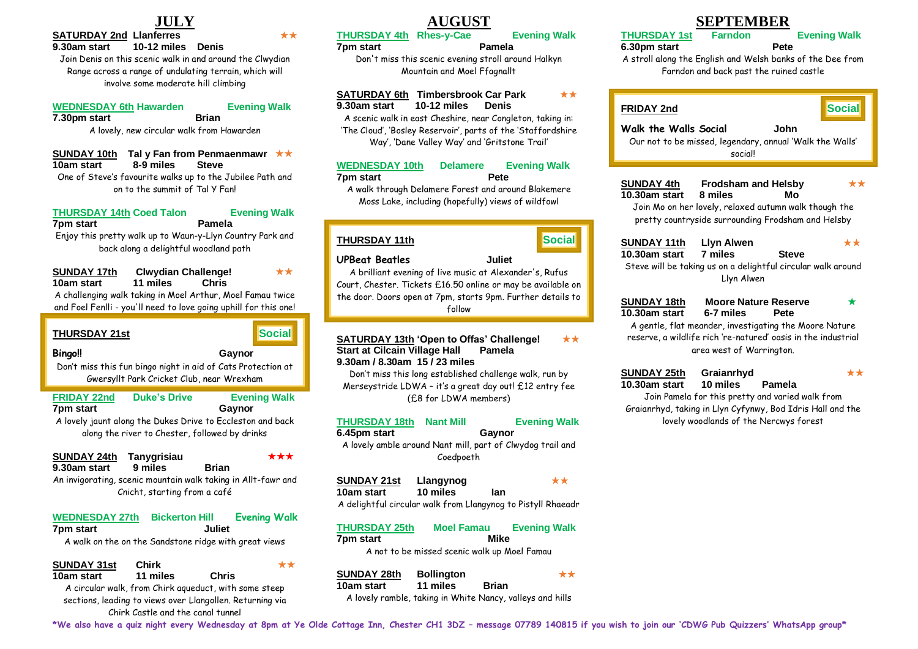## JULY

**SATURDAY 2nd** **Llanferres** ★★
**9.30am start** **10-12 miles** **Denis**
Join Denis on this scenic walk in and around the Clwydian Range across a range of undulating terrain, which will involve some moderate hill climbing

**WEDNESDAY 6th** **Hawarden** **Evening Walk**
**7.30pm start** **Brian**
A lovely, new circular walk from Hawarden

**SUNDAY 10th** **Tal y Fan from Penmaenmawr** ★★
**10am start** **8-9 miles** **Steve**
One of Steve's favourite walks up to the Jubilee Path and on to the summit of Tal Y Fan!

**THURSDAY 14th** **Coed Talon** **Evening Walk**
**7pm start** **Pamela**
Enjoy this pretty walk up to Waun-y-Llyn Country Park and back along a delightful woodland path

**SUNDAY 17th** **Clwydian Challenge!** ★★
**10am start** **11 miles** **Chris**
A challenging walk taking in Moel Arthur, Moel Famau twice and Foel Fenlli - you'll need to love going uphill for this one!

**THURSDAY 21st** **Social**
**Bingo!!** **Gaynor**
Don't miss this fun bingo night in aid of Cats Protection at Gwersyllt Park Cricket Club, near Wrexham

**FRIDAY 22nd** **Duke's Drive** **Evening Walk**
**7pm start** **Gaynor**
A lovely jaunt along the Dukes Drive to Eccleston and back along the river to Chester, followed by drinks

**SUNDAY 24th** **Tanygrisiau** ★★★
**9.30am start** **9 miles** **Brian**
An invigorating, scenic mountain walk taking in Allt-fawr and Cnicht, starting from a café

**WEDNESDAY 27th** **Bickerton Hill** **Evening Walk**
**7pm start** **Juliet**
A walk on the on the Sandstone ridge with great views

**SUNDAY 31st** **Chirk** ★★
**10am start** **11 miles** **Chris**
A circular walk, from Chirk aqueduct, with some steep sections, leading to views over Llangollen. Returning via Chirk Castle and the canal tunnel

## AUGUST

**THURSDAY 4th** **Rhes-y-Cae** **Evening Walk**
**7pm start** **Pamela**
Don't miss this scenic evening stroll around Halkyn Mountain and Moel Ffagnallt

**SATURDAY 6th** **Timbersbrook Car Park** ★★
**9.30am start** **10-12 miles** **Denis**
A scenic walk in east Cheshire, near Congleton, taking in: 'The Cloud', 'Bosley Reservoir', parts of the 'Staffordshire Way', 'Dane Valley Way' and 'Gritstone Trail'

**WEDNESDAY 10th** **Delamere** **Evening Walk**
**7pm start** **Pete**
A walk through Delamere Forest and around Blakemere Moss Lake, including (hopefully) views of wildfowl

**THURSDAY 11th** **Social**
**UPBeat Beatles** **Juliet**
A brilliant evening of live music at Alexander's, Rufus Court, Chester. Tickets £16.50 online or may be available on the door. Doors open at 7pm, starts 9pm. Further details to follow

**SATURDAY 13th** **'Open to Offas' Challenge!** ★★
**Start at Cilcain Village Hall** **Pamela**
**9.30am / 8.30am** **15 / 23 miles**
Don't miss this long established challenge walk, run by Merseystride LDWA – it's a great day out! £12 entry fee (£8 for LDWA members)

**THURSDAY 18th** **Nant Mill** **Evening Walk**
**6.45pm start** **Gaynor**
A lovely amble around Nant mill, part of Clwydog trail and Coedpoeth

**SUNDAY 21st** **Llangynog** ★★
**10am start** **10 miles** **Ian**
A delightful circular walk from Llangynog to Pistyll Rhaeadr

**THURSDAY 25th** **Moel Famau** **Evening Walk**
**7pm start** **Mike**
A not to be missed scenic walk up Moel Famau

**SUNDAY 28th** **Bollington** ★★
**10am start** **11 miles** **Brian**
A lovely ramble, taking in White Nancy, valleys and hills

## SEPTEMBER

**THURSDAY 1st** **Farndon** **Evening Walk**
**6.30pm start** **Pete**
A stroll along the English and Welsh banks of the Dee from Farndon and back past the ruined castle

**FRIDAY 2nd** **Social**
**Walk the Walls Social** **John**
Our not to be missed, legendary, annual 'Walk the Walls' social!

**SUNDAY 4th** **Frodsham and Helsby** ★★
**10.30am start** **8 miles** **Mo**
Join Mo on her lovely, relaxed autumn walk though the pretty countryside surrounding Frodsham and Helsby

**SUNDAY 11th** **Llyn Alwen** ★★
**10.30am start** **7 miles** **Steve**
Steve will be taking us on a delightful circular walk around Llyn Alwen

**SUNDAY 18th** **Moore Nature Reserve** ★
**10.30am start** **6-7 miles** **Pete**
A gentle, flat meander, investigating the Moore Nature reserve, a wildlife rich 're-natured' oasis in the industrial area west of Warrington.

**SUNDAY 25th** **Graianrhyd** ★★
**10.30am start** **10 miles** **Pamela**
Join Pamela for this pretty and varied walk from Graianrhyd, taking in Llyn Cyfynwy, Bod Idris Hall and the lovely woodlands of the Nercwys forest

***We also have a quiz night every Wednesday at 8pm at Ye Olde Cottage Inn, Chester CH1 3DZ – message 07789 140815 if you wish to join our 'CDWG Pub Quizzers' WhatsApp group***